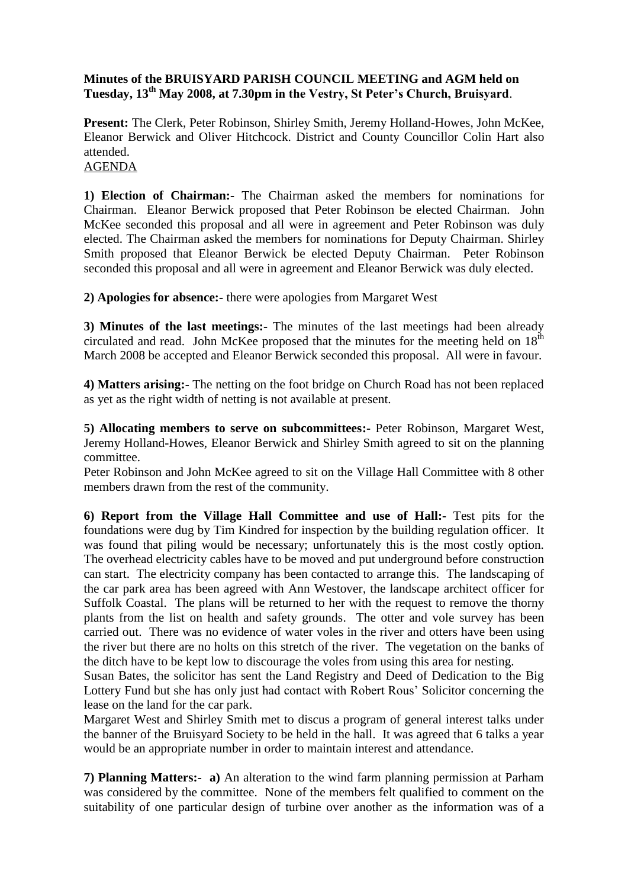**Minutes of the BRUISYARD PARISH COUNCIL MEETING and AGM held on Tuesday, 13th May 2008, at 7.30pm in the Vestry, St Peter's Church, Bruisyard**.

**Present:** The Clerk, Peter Robinson, Shirley Smith, Jeremy Holland-Howes, John McKee, Eleanor Berwick and Oliver Hitchcock. District and County Councillor Colin Hart also attended.

AGENDA

**1) Election of Chairman:-** The Chairman asked the members for nominations for Chairman. Eleanor Berwick proposed that Peter Robinson be elected Chairman. John McKee seconded this proposal and all were in agreement and Peter Robinson was duly elected. The Chairman asked the members for nominations for Deputy Chairman. Shirley Smith proposed that Eleanor Berwick be elected Deputy Chairman. Peter Robinson seconded this proposal and all were in agreement and Eleanor Berwick was duly elected.

**2) Apologies for absence:-** there were apologies from Margaret West

**3) Minutes of the last meetings:-** The minutes of the last meetings had been already circulated and read. John McKee proposed that the minutes for the meeting held on 18th March 2008 be accepted and Eleanor Berwick seconded this proposal. All were in favour.

**4) Matters arising:-** The netting on the foot bridge on Church Road has not been replaced as yet as the right width of netting is not available at present.

**5) Allocating members to serve on subcommittees:-** Peter Robinson, Margaret West, Jeremy Holland-Howes, Eleanor Berwick and Shirley Smith agreed to sit on the planning committee.

Peter Robinson and John McKee agreed to sit on the Village Hall Committee with 8 other members drawn from the rest of the community.

**6) Report from the Village Hall Committee and use of Hall:-** Test pits for the foundations were dug by Tim Kindred for inspection by the building regulation officer. It was found that piling would be necessary; unfortunately this is the most costly option. The overhead electricity cables have to be moved and put underground before construction can start. The electricity company has been contacted to arrange this. The landscaping of the car park area has been agreed with Ann Westover, the landscape architect officer for Suffolk Coastal. The plans will be returned to her with the request to remove the thorny plants from the list on health and safety grounds. The otter and vole survey has been carried out. There was no evidence of water voles in the river and otters have been using the river but there are no holts on this stretch of the river. The vegetation on the banks of the ditch have to be kept low to discourage the voles from using this area for nesting.

Susan Bates, the solicitor has sent the Land Registry and Deed of Dedication to the Big Lottery Fund but she has only just had contact with Robert Rous' Solicitor concerning the lease on the land for the car park.

Margaret West and Shirley Smith met to discus a program of general interest talks under the banner of the Bruisyard Society to be held in the hall. It was agreed that 6 talks a year would be an appropriate number in order to maintain interest and attendance.

**7) Planning Matters:- a)** An alteration to the wind farm planning permission at Parham was considered by the committee. None of the members felt qualified to comment on the suitability of one particular design of turbine over another as the information was of a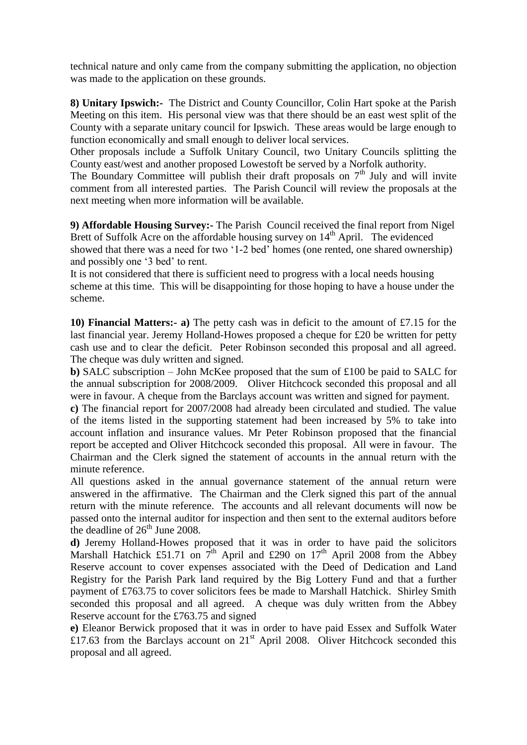technical nature and only came from the company submitting the application, no objection was made to the application on these grounds.

**8) Unitary Ipswich:-** The District and County Councillor, Colin Hart spoke at the Parish Meeting on this item. His personal view was that there should be an east west split of the County with a separate unitary council for Ipswich. These areas would be large enough to function economically and small enough to deliver local services.
Other proposals include a Suffolk Unitary Council, two Unitary Councils splitting the County east/west and another proposed Lowestoft be served by a Norfolk authority.
The Boundary Committee will publish their draft proposals on 7th July and will invite comment from all interested parties. The Parish Council will review the proposals at the next meeting when more information will be available.

**9) Affordable Housing Survey:-** The Parish Council received the final report from Nigel Brett of Suffolk Acre on the affordable housing survey on 14th April. The evidenced showed that there was a need for two '1-2 bed' homes (one rented, one shared ownership) and possibly one '3 bed' to rent.
It is not considered that there is sufficient need to progress with a local needs housing scheme at this time. This will be disappointing for those hoping to have a house under the scheme.

**10) Financial Matters:- a)** The petty cash was in deficit to the amount of £7.15 for the last financial year. Jeremy Holland-Howes proposed a cheque for £20 be written for petty cash use and to clear the deficit. Peter Robinson seconded this proposal and all agreed. The cheque was duly written and signed.
**b)** SALC subscription – John McKee proposed that the sum of £100 be paid to SALC for the annual subscription for 2008/2009. Oliver Hitchcock seconded this proposal and all were in favour. A cheque from the Barclays account was written and signed for payment.
**c)** The financial report for 2007/2008 had already been circulated and studied. The value of the items listed in the supporting statement had been increased by 5% to take into account inflation and insurance values. Mr Peter Robinson proposed that the financial report be accepted and Oliver Hitchcock seconded this proposal. All were in favour. The Chairman and the Clerk signed the statement of accounts in the annual return with the minute reference.
All questions asked in the annual governance statement of the annual return were answered in the affirmative. The Chairman and the Clerk signed this part of the annual return with the minute reference. The accounts and all relevant documents will now be passed onto the internal auditor for inspection and then sent to the external auditors before the deadline of 26th June 2008.
**d)** Jeremy Holland-Howes proposed that it was in order to have paid the solicitors Marshall Hatchick £51.71 on 7th April and £290 on 17th April 2008 from the Abbey Reserve account to cover expenses associated with the Deed of Dedication and Land Registry for the Parish Park land required by the Big Lottery Fund and that a further payment of £763.75 to cover solicitors fees be made to Marshall Hatchick. Shirley Smith seconded this proposal and all agreed. A cheque was duly written from the Abbey Reserve account for the £763.75 and signed
**e)** Eleanor Berwick proposed that it was in order to have paid Essex and Suffolk Water £17.63 from the Barclays account on 21st April 2008. Oliver Hitchcock seconded this proposal and all agreed.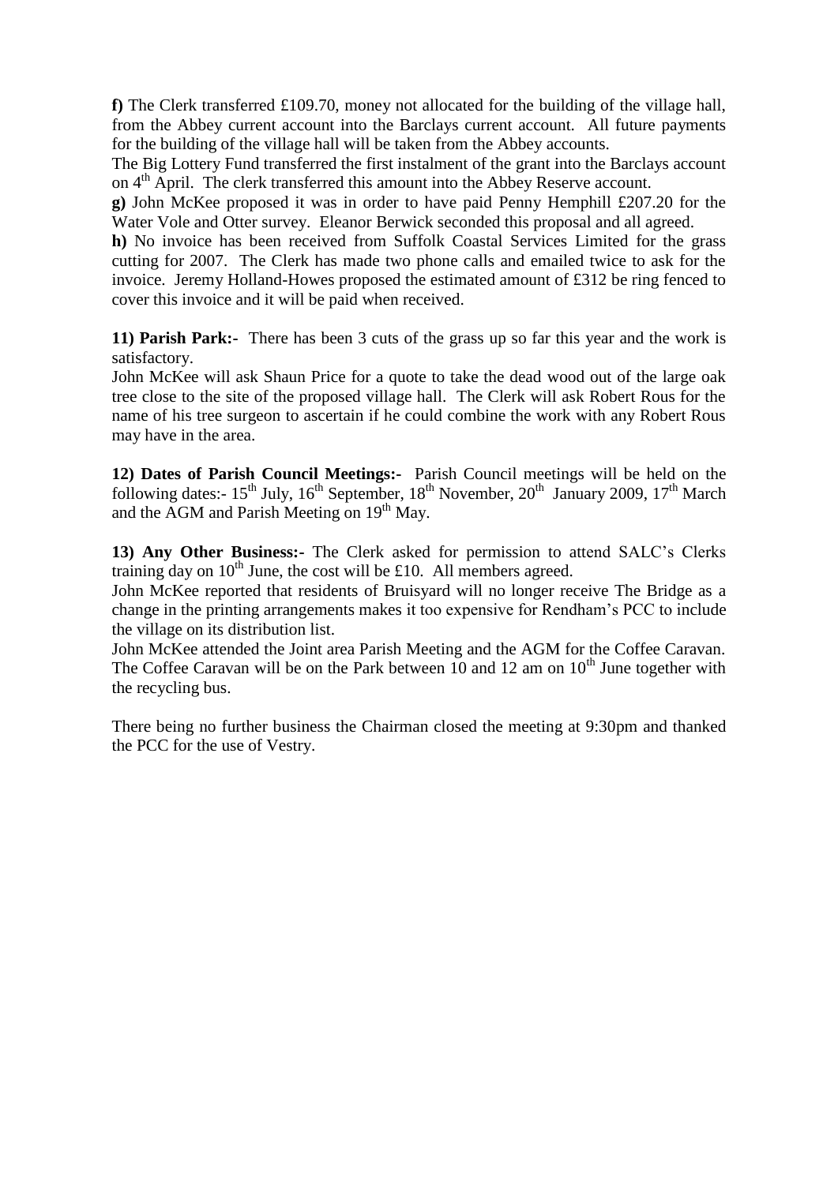**f)** The Clerk transferred £109.70, money not allocated for the building of the village hall, from the Abbey current account into the Barclays current account. All future payments for the building of the village hall will be taken from the Abbey accounts.
The Big Lottery Fund transferred the first instalment of the grant into the Barclays account on 4th April. The clerk transferred this amount into the Abbey Reserve account.
**g)** John McKee proposed it was in order to have paid Penny Hemphill £207.20 for the Water Vole and Otter survey. Eleanor Berwick seconded this proposal and all agreed.
**h)** No invoice has been received from Suffolk Coastal Services Limited for the grass cutting for 2007. The Clerk has made two phone calls and emailed twice to ask for the invoice. Jeremy Holland-Howes proposed the estimated amount of £312 be ring fenced to cover this invoice and it will be paid when received.

**11) Parish Park:-** There has been 3 cuts of the grass up so far this year and the work is satisfactory.
John McKee will ask Shaun Price for a quote to take the dead wood out of the large oak tree close to the site of the proposed village hall. The Clerk will ask Robert Rous for the name of his tree surgeon to ascertain if he could combine the work with any Robert Rous may have in the area.

**12) Dates of Parish Council Meetings:-** Parish Council meetings will be held on the following dates:- 15th July, 16th September, 18th November, 20th January 2009, 17th March and the AGM and Parish Meeting on 19th May.

**13) Any Other Business:-** The Clerk asked for permission to attend SALC's Clerks training day on 10th June, the cost will be £10. All members agreed.
John McKee reported that residents of Bruisyard will no longer receive The Bridge as a change in the printing arrangements makes it too expensive for Rendham's PCC to include the village on its distribution list.
John McKee attended the Joint area Parish Meeting and the AGM for the Coffee Caravan. The Coffee Caravan will be on the Park between 10 and 12 am on 10th June together with the recycling bus.

There being no further business the Chairman closed the meeting at 9:30pm and thanked the PCC for the use of Vestry.